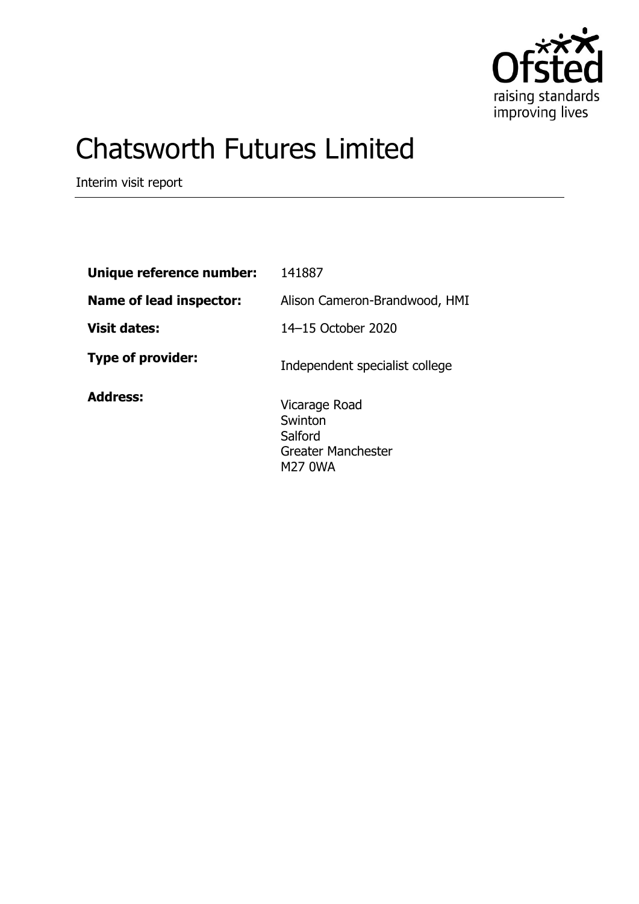# Chatsworth Futures Limited

Interim visit report

| | |
|---|---|
| **Unique reference number:** | 141887 |
| **Name of lead inspector:** | Alison Cameron-Brandwood, HMI |
| **Visit dates:** | 14–15 October 2020 |
| **Type of provider:** | Independent specialist college |
| **Address:** | Vicarage Road<br>Swinton<br>Salford<br>Greater Manchester<br>M27 0WA |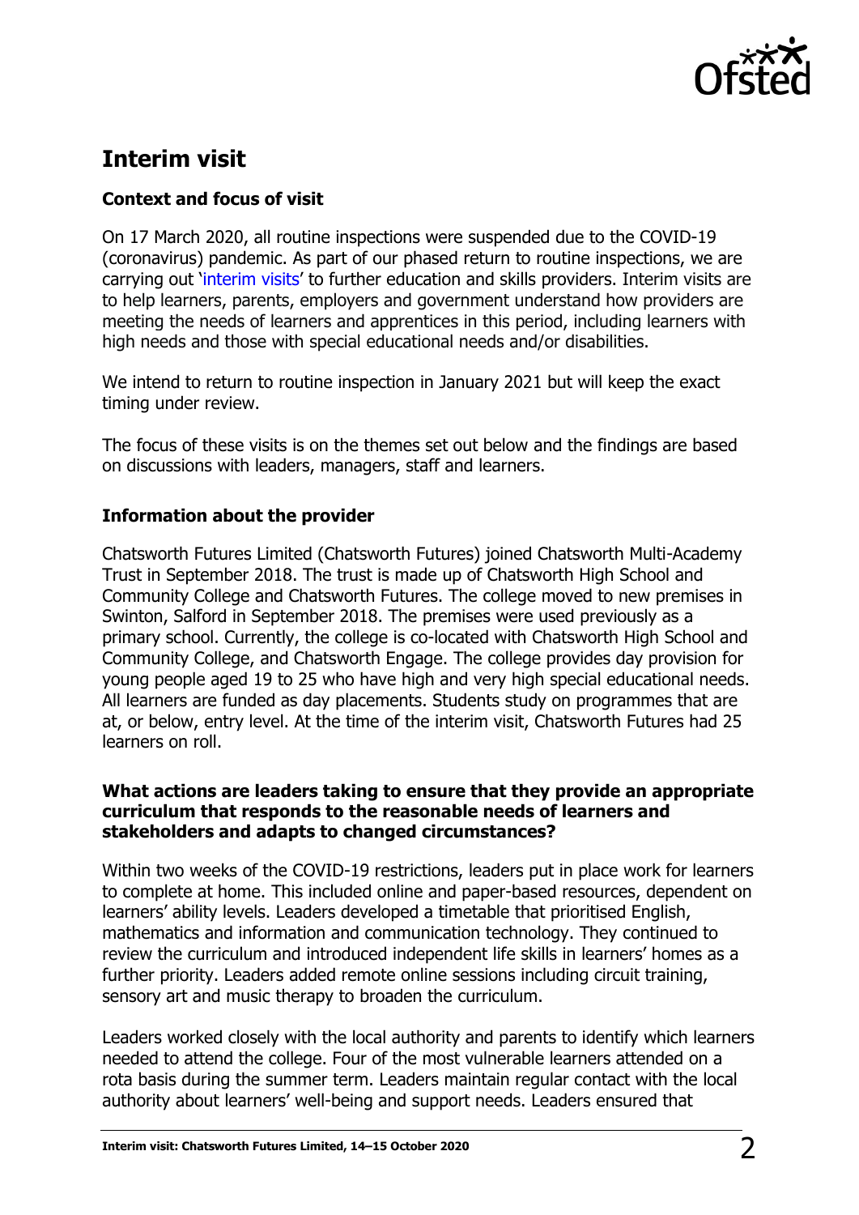## Interim visit

### Context and focus of visit

On 17 March 2020, all routine inspections were suspended due to the COVID-19 (coronavirus) pandemic. As part of our phased return to routine inspections, we are carrying out 'interim visits' to further education and skills providers. Interim visits are to help learners, parents, employers and government understand how providers are meeting the needs of learners and apprentices in this period, including learners with high needs and those with special educational needs and/or disabilities.

We intend to return to routine inspection in January 2021 but will keep the exact timing under review.

The focus of these visits is on the themes set out below and the findings are based on discussions with leaders, managers, staff and learners.

### Information about the provider

Chatsworth Futures Limited (Chatsworth Futures) joined Chatsworth Multi-Academy Trust in September 2018. The trust is made up of Chatsworth High School and Community College and Chatsworth Futures. The college moved to new premises in Swinton, Salford in September 2018. The premises were used previously as a primary school. Currently, the college is co-located with Chatsworth High School and Community College, and Chatsworth Engage. The college provides day provision for young people aged 19 to 25 who have high and very high special educational needs. All learners are funded as day placements. Students study on programmes that are at, or below, entry level. At the time of the interim visit, Chatsworth Futures had 25 learners on roll.

### What actions are leaders taking to ensure that they provide an appropriate curriculum that responds to the reasonable needs of learners and stakeholders and adapts to changed circumstances?

Within two weeks of the COVID-19 restrictions, leaders put in place work for learners to complete at home. This included online and paper-based resources, dependent on learners' ability levels. Leaders developed a timetable that prioritised English, mathematics and information and communication technology. They continued to review the curriculum and introduced independent life skills in learners' homes as a further priority. Leaders added remote online sessions including circuit training, sensory art and music therapy to broaden the curriculum.

Leaders worked closely with the local authority and parents to identify which learners needed to attend the college. Four of the most vulnerable learners attended on a rota basis during the summer term. Leaders maintain regular contact with the local authority about learners' well-being and support needs. Leaders ensured that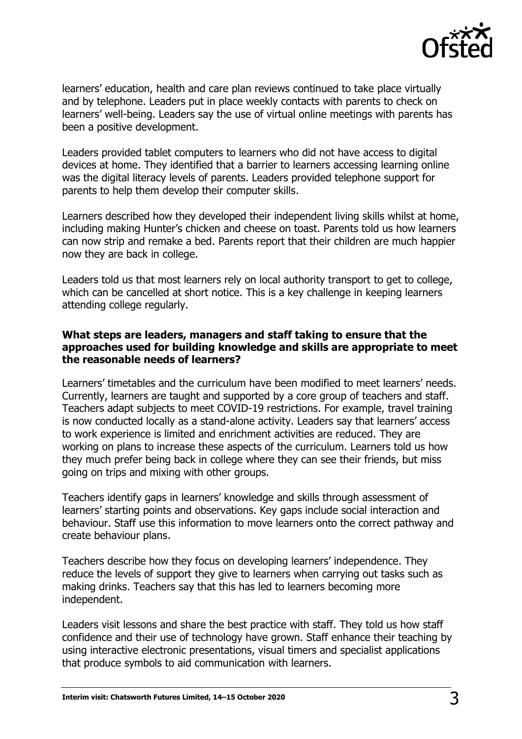learners' education, health and care plan reviews continued to take place virtually and by telephone. Leaders put in place weekly contacts with parents to check on learners' well-being. Leaders say the use of virtual online meetings with parents has been a positive development.

Leaders provided tablet computers to learners who did not have access to digital devices at home. They identified that a barrier to learners accessing learning online was the digital literacy levels of parents. Leaders provided telephone support for parents to help them develop their computer skills.

Learners described how they developed their independent living skills whilst at home, including making Hunter's chicken and cheese on toast. Parents told us how learners can now strip and remake a bed. Parents report that their children are much happier now they are back in college.

Leaders told us that most learners rely on local authority transport to get to college, which can be cancelled at short notice. This is a key challenge in keeping learners attending college regularly.

**What steps are leaders, managers and staff taking to ensure that the approaches used for building knowledge and skills are appropriate to meet the reasonable needs of learners?**

Learners' timetables and the curriculum have been modified to meet learners' needs. Currently, learners are taught and supported by a core group of teachers and staff. Teachers adapt subjects to meet COVID-19 restrictions. For example, travel training is now conducted locally as a stand-alone activity. Leaders say that learners' access to work experience is limited and enrichment activities are reduced. They are working on plans to increase these aspects of the curriculum. Learners told us how they much prefer being back in college where they can see their friends, but miss going on trips and mixing with other groups.

Teachers identify gaps in learners' knowledge and skills through assessment of learners' starting points and observations. Key gaps include social interaction and behaviour. Staff use this information to move learners onto the correct pathway and create behaviour plans.

Teachers describe how they focus on developing learners' independence. They reduce the levels of support they give to learners when carrying out tasks such as making drinks. Teachers say that this has led to learners becoming more independent.

Leaders visit lessons and share the best practice with staff. They told us how staff confidence and their use of technology have grown. Staff enhance their teaching by using interactive electronic presentations, visual timers and specialist applications that produce symbols to aid communication with learners.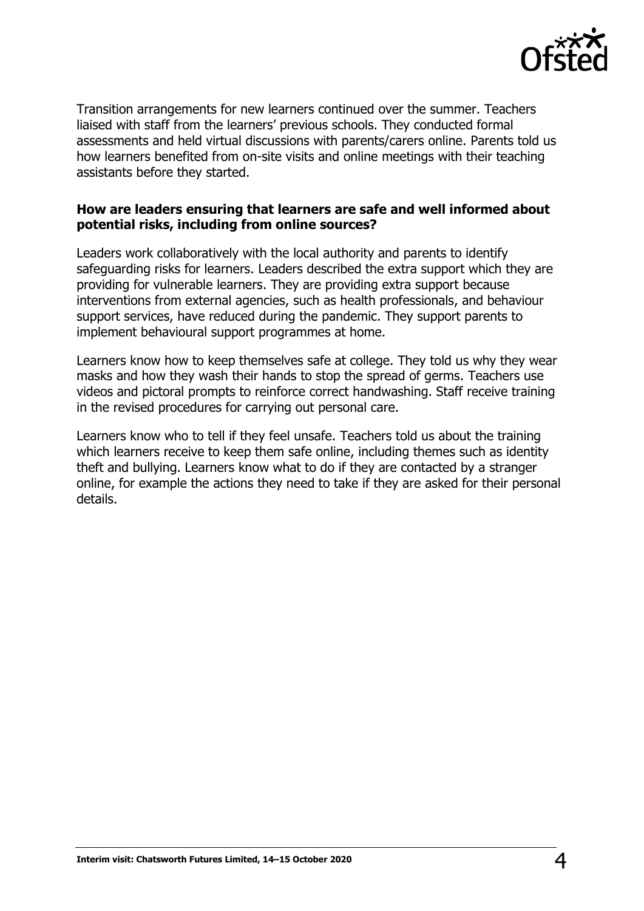Transition arrangements for new learners continued over the summer. Teachers liaised with staff from the learners' previous schools. They conducted formal assessments and held virtual discussions with parents/carers online. Parents told us how learners benefited from on-site visits and online meetings with their teaching assistants before they started.

**How are leaders ensuring that learners are safe and well informed about potential risks, including from online sources?**

Leaders work collaboratively with the local authority and parents to identify safeguarding risks for learners. Leaders described the extra support which they are providing for vulnerable learners. They are providing extra support because interventions from external agencies, such as health professionals, and behaviour support services, have reduced during the pandemic. They support parents to implement behavioural support programmes at home.

Learners know how to keep themselves safe at college. They told us why they wear masks and how they wash their hands to stop the spread of germs. Teachers use videos and pictoral prompts to reinforce correct handwashing. Staff receive training in the revised procedures for carrying out personal care.

Learners know who to tell if they feel unsafe. Teachers told us about the training which learners receive to keep them safe online, including themes such as identity theft and bullying. Learners know what to do if they are contacted by a stranger online, for example the actions they need to take if they are asked for their personal details.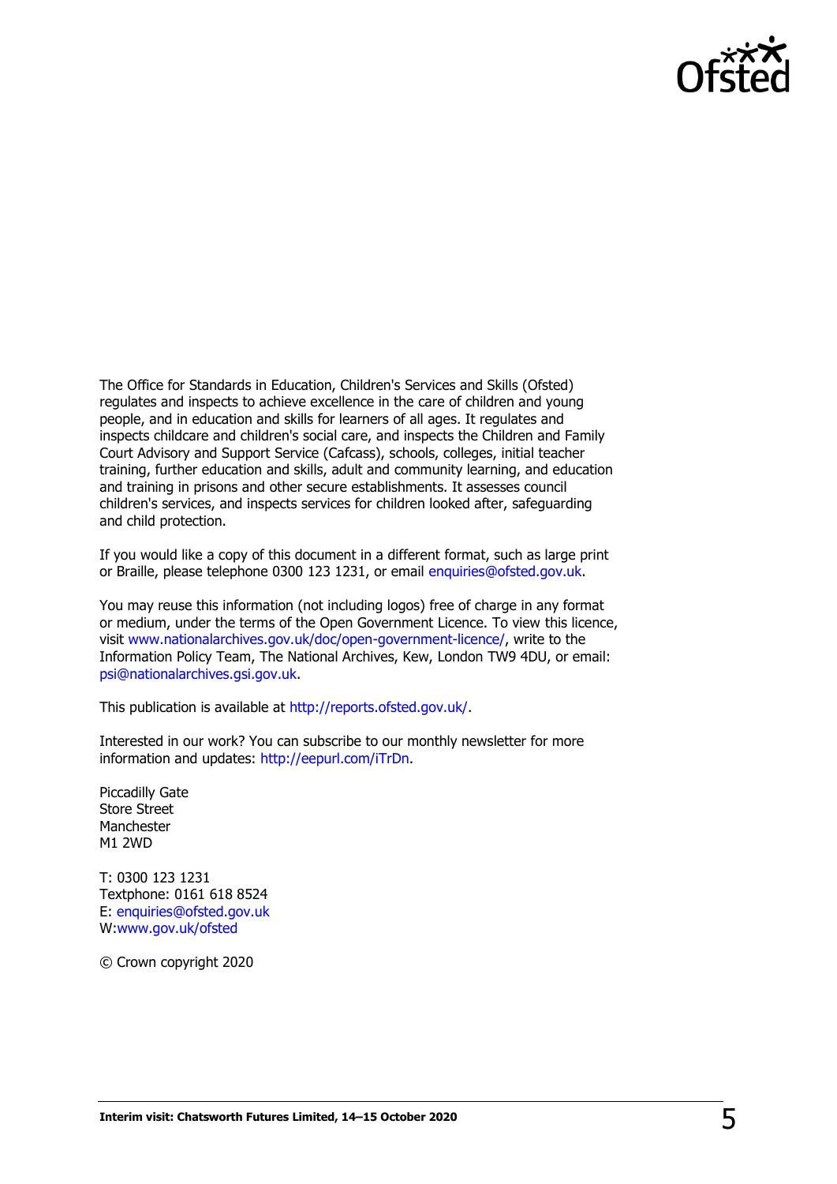The Office for Standards in Education, Children's Services and Skills (Ofsted) regulates and inspects to achieve excellence in the care of children and young people, and in education and skills for learners of all ages. It regulates and inspects childcare and children's social care, and inspects the Children and Family Court Advisory and Support Service (Cafcass), schools, colleges, initial teacher training, further education and skills, adult and community learning, and education and training in prisons and other secure establishments. It assesses council children's services, and inspects services for children looked after, safeguarding and child protection.

If you would like a copy of this document in a different format, such as large print or Braille, please telephone 0300 123 1231, or email enquiries@ofsted.gov.uk.

You may reuse this information (not including logos) free of charge in any format or medium, under the terms of the Open Government Licence. To view this licence, visit www.nationalarchives.gov.uk/doc/open-government-licence/, write to the Information Policy Team, The National Archives, Kew, London TW9 4DU, or email: psi@nationalarchives.gsi.gov.uk.

This publication is available at http://reports.ofsted.gov.uk/.

Interested in our work? You can subscribe to our monthly newsletter for more information and updates: http://eepurl.com/iTrDn.

Piccadilly Gate
Store Street
Manchester
M1 2WD

T: 0300 123 1231
Textphone: 0161 618 8524
E: enquiries@ofsted.gov.uk
W:www.gov.uk/ofsted

© Crown copyright 2020